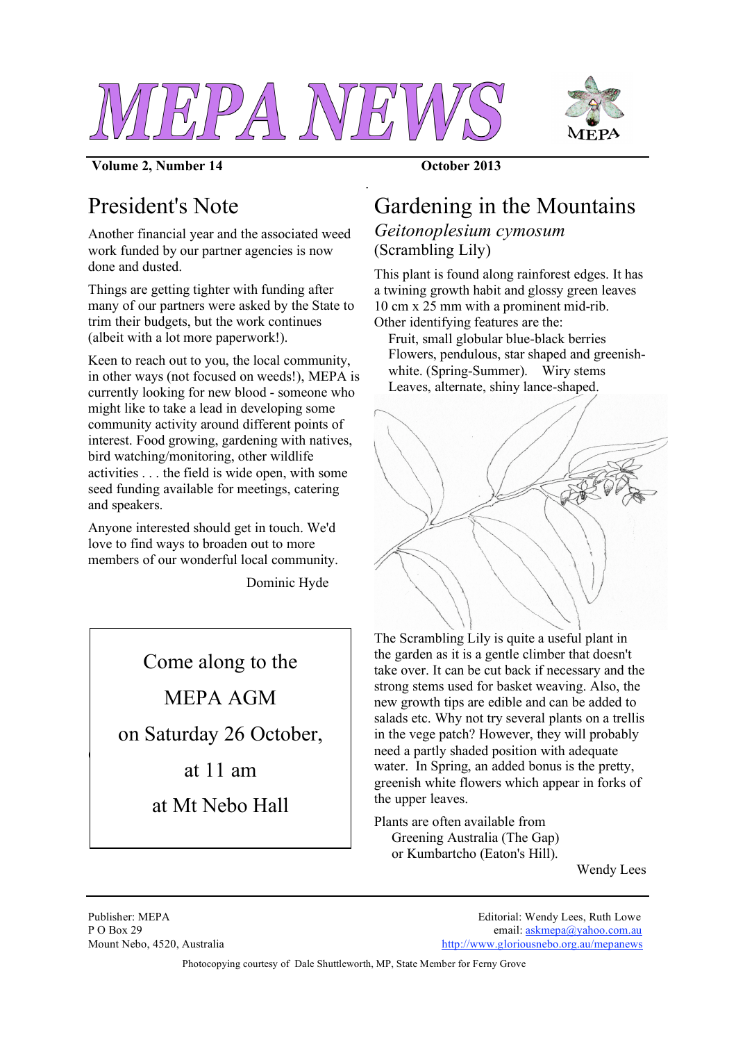# MEPA NEWS

**Volume 2, Number 14** **October 2013**

## President's Note

Another financial year and the associated weed work funded by our partner agencies is now done and dusted.

Things are getting tighter with funding after many of our partners were asked by the State to trim their budgets, but the work continues (albeit with a lot more paperwork!).

Keen to reach out to you, the local community, in other ways (not focused on weeds!), MEPA is currently looking for new blood - someone who might like to take a lead in developing some community activity around different points of interest. Food growing, gardening with natives, bird watching/monitoring, other wildlife activities . . . the field is wide open, with some seed funding available for meetings, catering and speakers.

Anyone interested should get in touch. We'd love to find ways to broaden out to more members of our wonderful local community.

Dominic Hyde

Come along to the

MEPA AGM

on Saturday 26 October,

at 11 am

at Mt Nebo Hall

## Gardening in the Mountains

### *Geitonoplesium cymosum* (Scrambling Lily)

This plant is found along rainforest edges. It has a twining growth habit and glossy green leaves 10 cm x 25 mm with a prominent mid-rib. Other identifying features are the:

- Fruit, small globular blue-black berries
- Flowers, pendulous, star shaped and greenish-white. (Spring-Summer). Wiry stems
- Leaves, alternate, shiny lance-shaped.

The Scrambling Lily is quite a useful plant in the garden as it is a gentle climber that doesn't take over. It can be cut back if necessary and the strong stems used for basket weaving. Also, the new growth tips are edible and can be added to salads etc. Why not try several plants on a trellis in the vege patch? However, they will probably need a partly shaded position with adequate water. In Spring, an added bonus is the pretty, greenish white flowers which appear in forks of the upper leaves.

Plants are often available from
Greening Australia (The Gap)
or Kumbartcho (Eaton's Hill).

Wendy Lees

---

Publisher: MEPA
P O Box 29
Mount Nebo, 4520, Australia

Editorial: Wendy Lees, Ruth Lowe
email: askmepa@yahoo.com.au
http://www.gloriousnebo.org.au/mepanews

Photocopying courtesy of Dale Shuttleworth, MP, State Member for Ferny Grove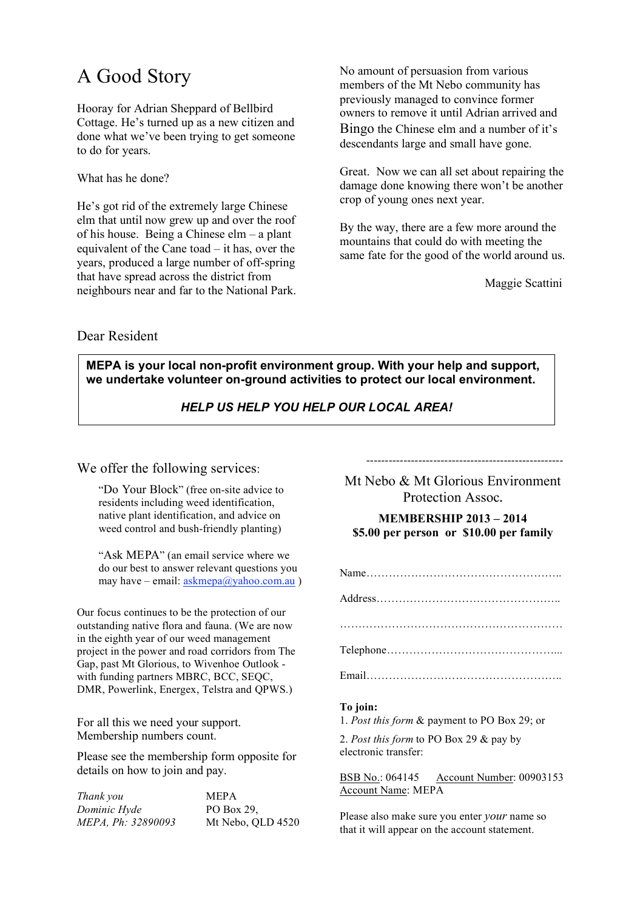# A Good Story

Hooray for Adrian Sheppard of Bellbird Cottage. He's turned up as a new citizen and done what we've been trying to get someone to do for years.

What has he done?

He's got rid of the extremely large Chinese elm that until now grew up and over the roof of his house. Being a Chinese elm – a plant equivalent of the Cane toad – it has, over the years, produced a large number of off-spring that have spread across the district from neighbours near and far to the National Park.

No amount of persuasion from various members of the Mt Nebo community has previously managed to convince former owners to remove it until Adrian arrived and Bingo the Chinese elm and a number of it's descendants large and small have gone.

Great. Now we can all set about repairing the damage done knowing there won't be another crop of young ones next year.

By the way, there are a few more around the mountains that could do with meeting the same fate for the good of the world around us.

Maggie Scattini

Dear Resident

**MEPA is your local non-profit environment group. With your help and support, we undertake volunteer on-ground activities to protect our local environment.**

***HELP US HELP YOU HELP OUR LOCAL AREA!***

## We offer the following services:

"Do Your Block" (free on-site advice to residents including weed identification, native plant identification, and advice on weed control and bush-friendly planting)

"Ask MEPA" (an email service where we do our best to answer relevant questions you may have – email: askmepa@yahoo.com.au )

Our focus continues to be the protection of our outstanding native flora and fauna. (We are now in the eighth year of our weed management project in the power and road corridors from The Gap, past Mt Glorious, to Wivenhoe Outlook - with funding partners MBRC, BCC, SEQC, DMR, Powerlink, Energex, Telstra and QPWS.)

For all this we need your support.
Membership numbers count.

Please see the membership form opposite for details on how to join and pay.

*Thank you*
*Dominic Hyde*
*MEPA, Ph: 32890093*

MEPA
PO Box 29,
Mt Nebo, QLD 4520

-----------------------------------------------------

## Mt Nebo & Mt Glorious Environment Protection Assoc.

**MEMBERSHIP 2013 – 2014**
**$5.00 per person or $10.00 per family**

Name……………………………………………..

Address…………………………………………..

……………………………………………………

Telephone………………………………………...

Email……………………………………………..

**To join:**

1. *Post this form* & payment to PO Box 29; or
2. *Post this form* to PO Box 29 & pay by electronic transfer:

BSB No.: 064145 Account Number: 00903153
Account Name: MEPA

Please also make sure you enter *your* name so that it will appear on the account statement.